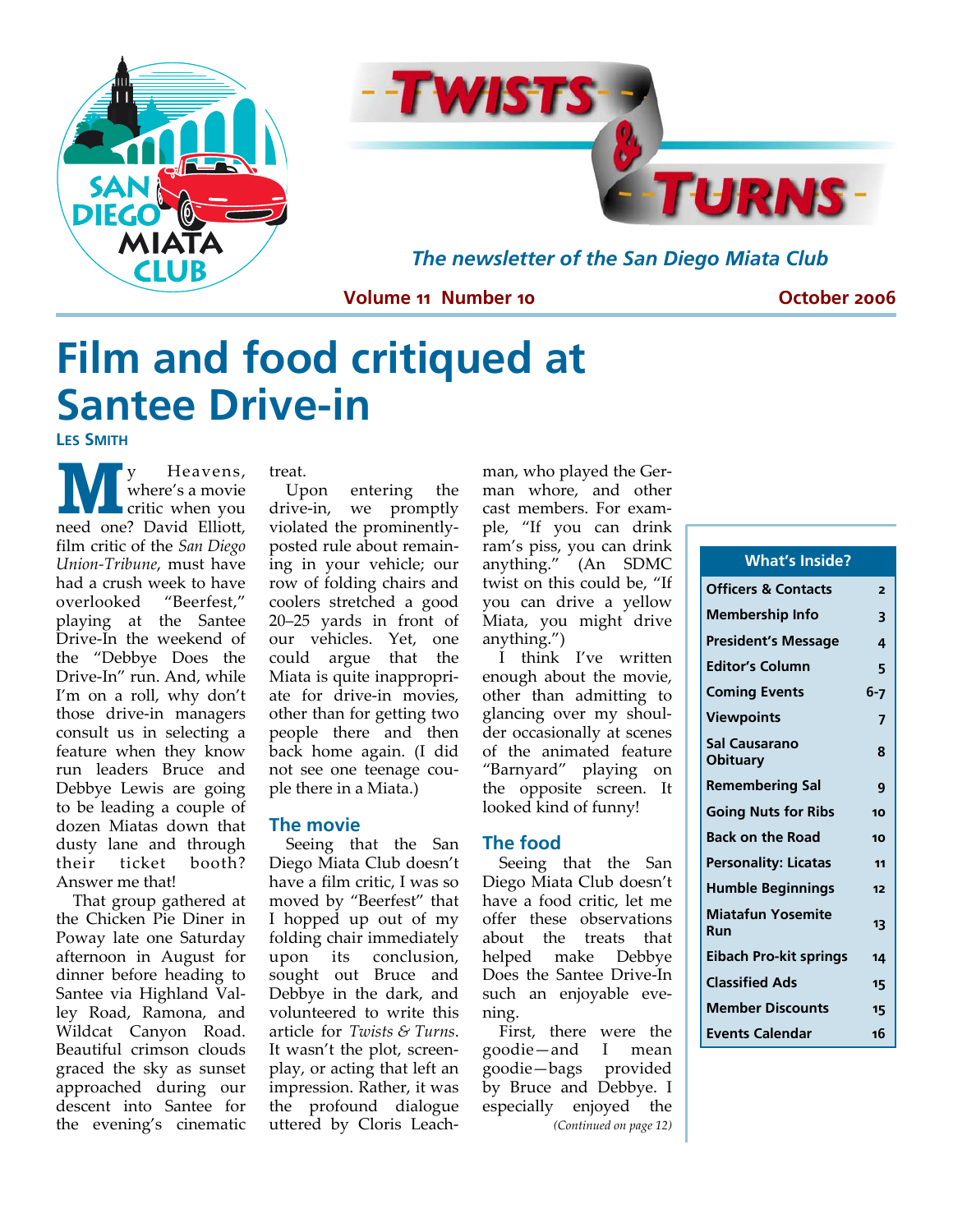# Twists & Turns

*The newsletter of the San Diego Miata Club*

**Volume 11 Number 10** — **October 2006**

# Film and food critiqued at Santee Drive-in

**Les Smith**

My Heavens, where's a movie critic when you need one? David Elliott, film critic of the *San Diego Union-Tribune*, must have had a crush week to have overlooked "Beerfest," playing at the Santee Drive-In the weekend of the "Debbye Does the Drive-In" run. And, while I'm on a roll, why don't those drive-in managers consult us in selecting a feature when they know run leaders Bruce and Debbye Lewis are going to be leading a couple of dozen Miatas down that dusty lane and through their ticket booth? Answer me that!

That group gathered at the Chicken Pie Diner in Poway late one Saturday afternoon in August for dinner before heading to Santee via Highland Valley Road, Ramona, and Wildcat Canyon Road. Beautiful crimson clouds graced the sky as sunset approached during our descent into Santee for the evening's cinematic treat.

Upon entering the drive-in, we promptly violated the prominently-posted rule about remaining in your vehicle; our row of folding chairs and coolers stretched a good 20–25 yards in front of our vehicles. Yet, one could argue that the Miata is quite inappropriate for drive-in movies, other than for getting two people there and then back home again. (I did not see one teenage couple there in a Miata.)

## The movie

Seeing that the San Diego Miata Club doesn't have a film critic, I was so moved by "Beerfest" that I hopped up out of my folding chair immediately upon its conclusion, sought out Bruce and Debbye in the dark, and volunteered to write this article for *Twists & Turns*. It wasn't the plot, screenplay, or acting that left an impression. Rather, it was the profound dialogue uttered by Cloris Leachman, who played the German whore, and other cast members. For example, "If you can drink ram's piss, you can drink anything." (An SDMC twist on this could be, "If you can drive a yellow Miata, you might drive anything.")

I think I've written enough about the movie, other than admitting to glancing over my shoulder occasionally at scenes of the animated feature "Barnyard" playing on the opposite screen. It looked kind of funny!

## The food

Seeing that the San Diego Miata Club doesn't have a food critic, let me offer these observations about the treats that helped make Debbye Does the Santee Drive-In such an enjoyable evening.

First, there were the goodie—and I mean goodie—bags provided by Bruce and Debbye. I especially enjoyed the

*(Continued on page 12)*

| What's Inside? | |
|---|---|
| Officers & Contacts | 2 |
| Membership Info | 3 |
| President's Message | 4 |
| Editor's Column | 5 |
| Coming Events | 6-7 |
| Viewpoints | 7 |
| Sal Causarano Obituary | 8 |
| Remembering Sal | 9 |
| Going Nuts for Ribs | 10 |
| Back on the Road | 10 |
| Personality: Licatas | 11 |
| Humble Beginnings | 12 |
| Miatafun Yosemite Run | 13 |
| Eibach Pro-kit springs | 14 |
| Classified Ads | 15 |
| Member Discounts | 15 |
| Events Calendar | 16 |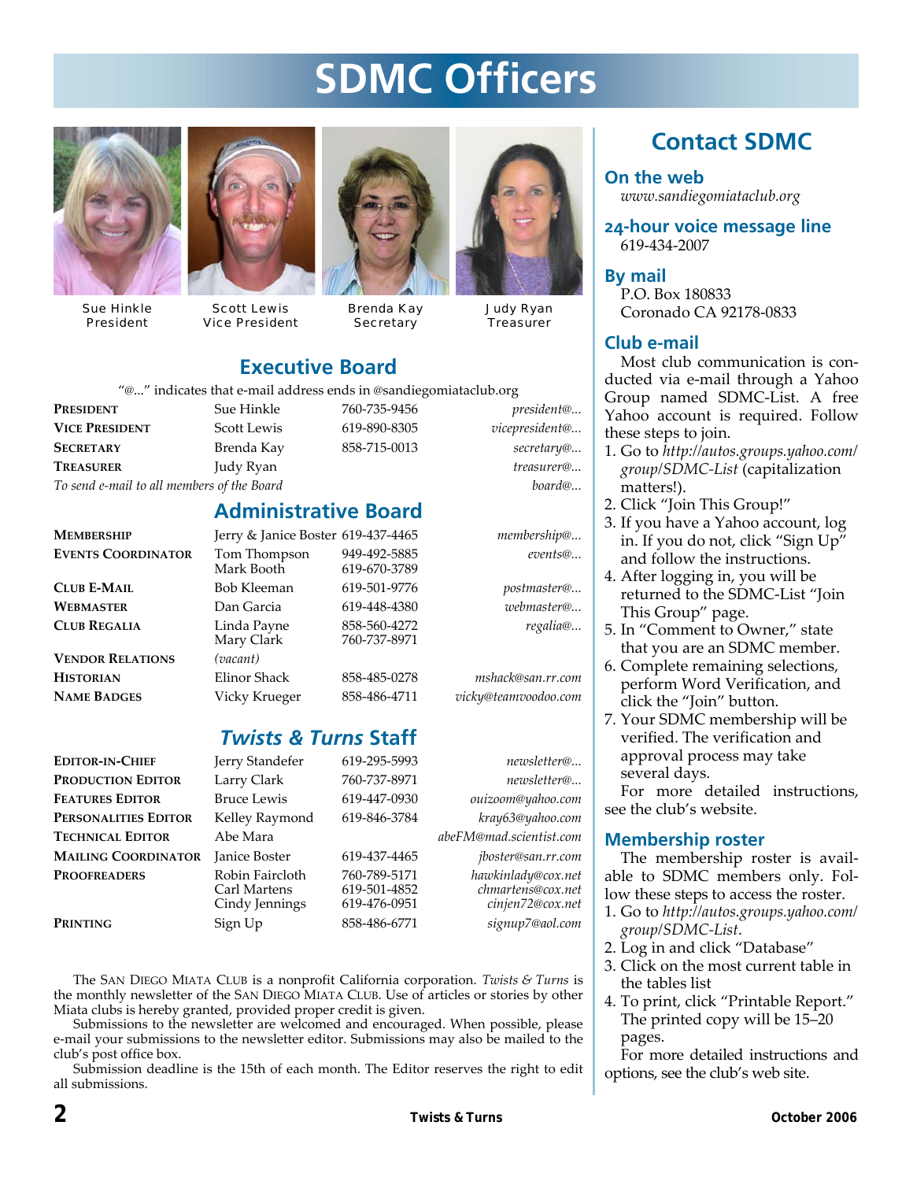# SDMC Officers

Sue Hinkle
President

Scott Lewis
Vice President

Brenda Kay
Secretary

Judy Ryan
Treasurer

## Executive Board

"@..." indicates that e-mail address ends in @sandiegomiataclub.org

| | | | |
|---|---|---|---|
| **President** | Sue Hinkle | 760-735-9456 | *president@...* |
| **Vice President** | Scott Lewis | 619-890-8305 | *vicepresident@...* |
| **Secretary** | Brenda Kay | 858-715-0013 | *secretary@...* |
| **Treasurer** | Judy Ryan | | *treasurer@...* |
| *To send e-mail to all members of the Board* | | | *board@...* |

## Administrative Board

| | | | |
|---|---|---|---|
| **Membership** | Jerry & Janice Boster | 619-437-4465 | *membership@...* |
| **Events Coordinator** | Tom Thompson<br>Mark Booth | 949-492-5885<br>619-670-3789 | *events@...* |
| **Club E-Mail** | Bob Kleeman | 619-501-9776 | *postmaster@...* |
| **Webmaster** | Dan Garcia | 619-448-4380 | *webmaster@...* |
| **Club Regalia** | Linda Payne<br>Mary Clark | 858-560-4272<br>760-737-8971 | *regalia@...* |
| **Vendor Relations** | *(vacant)* | | |
| **Historian** | Elinor Shack | 858-485-0278 | *mshack@san.rr.com* |
| **Name Badges** | Vicky Krueger | 858-486-4711 | *vicky@teamvoodoo.com* |

## *Twists & Turns* Staff

| | | | |
|---|---|---|---|
| **Editor-in-Chief** | Jerry Standefer | 619-295-5993 | *newsletter@...* |
| **Production Editor** | Larry Clark | 760-737-8971 | *newsletter@...* |
| **Features Editor** | Bruce Lewis | 619-447-0930 | *ouizoom@yahoo.com* |
| **Personalities Editor** | Kelley Raymond | 619-846-3784 | *kray63@yahoo.com* |
| **Technical Editor** | Abe Mara | | *abeFM@mad.scientist.com* |
| **Mailing Coordinator** | Janice Boster | 619-437-4465 | *jboster@san.rr.com* |
| **Proofreaders** | Robin Faircloth<br>Carl Martens<br>Cindy Jennings | 760-789-5171<br>619-501-4852<br>619-476-0951 | *hawkinlady@cox.net*<br>*chmartens@cox.net*<br>*cinjen72@cox.net* |
| **Printing** | Sign Up | 858-486-6771 | *signup7@aol.com* |

The San Diego Miata Club is a nonprofit California corporation. *Twists & Turns* is the monthly newsletter of the San Diego Miata Club. Use of articles or stories by other Miata clubs is hereby granted, provided proper credit is given.

Submissions to the newsletter are welcomed and encouraged. When possible, please e-mail your submissions to the newsletter editor. Submissions may also be mailed to the club's post office box.

Submission deadline is the 15th of each month. The Editor reserves the right to edit all submissions.

## Contact SDMC

### On the web

*www.sandiegomiataclub.org*

### 24-hour voice message line

619-434-2007

### By mail

P.O. Box 180833
Coronado CA 92178-0833

### Club e-mail

Most club communication is conducted via e-mail through a Yahoo Group named SDMC-List. A free Yahoo account is required. Follow these steps to join.

1. Go to *http://autos.groups.yahoo.com/group/SDMC-List* (capitalization matters!).
2. Click "Join This Group!"
3. If you have a Yahoo account, log in. If you do not, click "Sign Up" and follow the instructions.
4. After logging in, you will be returned to the SDMC-List "Join This Group" page.
5. In "Comment to Owner," state that you are an SDMC member.
6. Complete remaining selections, perform Word Verification, and click the "Join" button.
7. Your SDMC membership will be verified. The verification and approval process may take several days.

For more detailed instructions, see the club's website.

### Membership roster

The membership roster is available to SDMC members only. Follow these steps to access the roster.

1. Go to *http://autos.groups.yahoo.com/group/SDMC-List*.
2. Log in and click "Database"
3. Click on the most current table in the tables list
4. To print, click "Printable Report." The printed copy will be 15–20 pages.

For more detailed instructions and options, see the club's web site.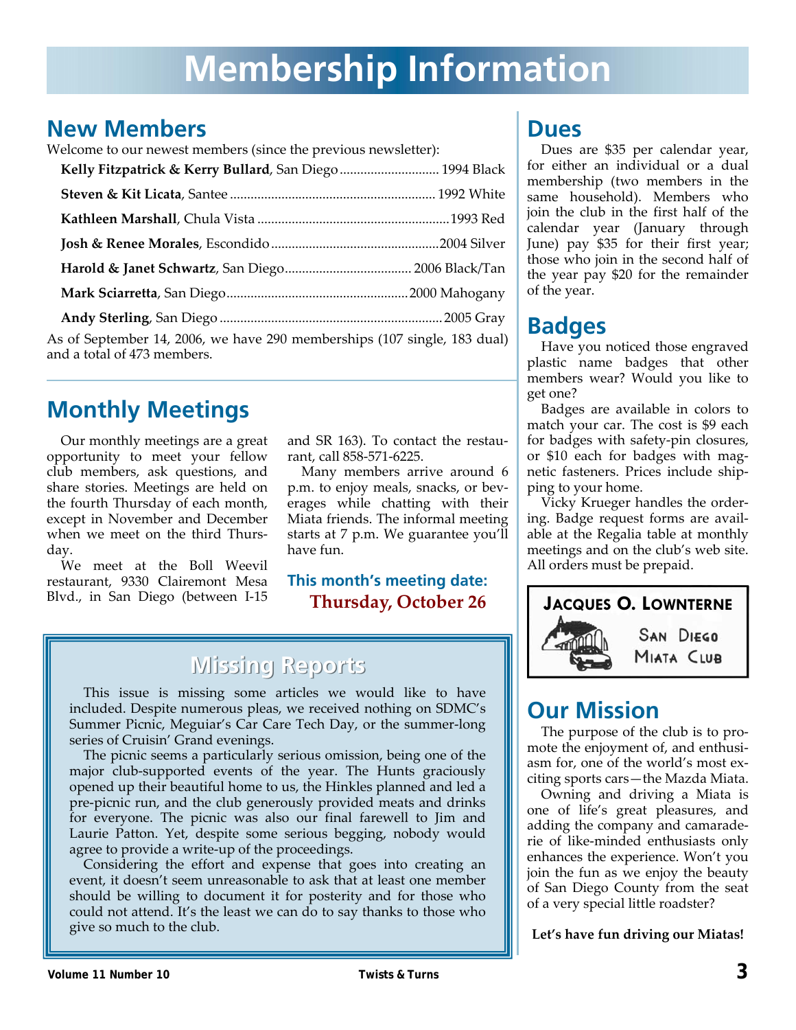# Membership Information

## New Members

Welcome to our newest members (since the previous newsletter):

- **Kelly Fitzpatrick & Kerry Bullard**, San Diego ............ 1994 Black
- **Steven & Kit Licata**, Santee ............ 1992 White
- **Kathleen Marshall**, Chula Vista ............ 1993 Red
- **Josh & Renee Morales**, Escondido ............ 2004 Silver
- **Harold & Janet Schwartz**, San Diego ............ 2006 Black/Tan
- **Mark Sciarretta**, San Diego ............ 2000 Mahogany
- **Andy Sterling**, San Diego ............ 2005 Gray

As of September 14, 2006, we have 290 memberships (107 single, 183 dual) and a total of 473 members.

## Monthly Meetings

Our monthly meetings are a great opportunity to meet your fellow club members, ask questions, and share stories. Meetings are held on the fourth Thursday of each month, except in November and December when we meet on the third Thursday.

We meet at the Boll Weevil restaurant, 9330 Clairemont Mesa Blvd., in San Diego (between I-15 and SR 163). To contact the restaurant, call 858-571-6225.

Many members arrive around 6 p.m. to enjoy meals, snacks, or beverages while chatting with their Miata friends. The informal meeting starts at 7 p.m. We guarantee you'll have fun.

**This month's meeting date:**
**Thursday, October 26**

## Missing Reports

This issue is missing some articles we would like to have included. Despite numerous pleas, we received nothing on SDMC's Summer Picnic, Meguiar's Car Care Tech Day, or the summer-long series of Cruisin' Grand evenings.

The picnic seems a particularly serious omission, being one of the major club-supported events of the year. The Hunts graciously opened up their beautiful home to us, the Hinkles planned and led a pre-picnic run, and the club generously provided meats and drinks for everyone. The picnic was also our final farewell to Jim and Laurie Patton. Yet, despite some serious begging, nobody would agree to provide a write-up of the proceedings.

Considering the effort and expense that goes into creating an event, it doesn't seem unreasonable to ask that at least one member should be willing to document it for posterity and for those who could not attend. It's the least we can do to say thanks to those who give so much to the club.

## Dues

Dues are $35 per calendar year, for either an individual or a dual membership (two members in the same household). Members who join the club in the first half of the calendar year (January through June) pay $35 for their first year; those who join in the second half of the year pay $20 for the remainder of the year.

## Badges

Have you noticed those engraved plastic name badges that other members wear? Would you like to get one?

Badges are available in colors to match your car. The cost is $9 each for badges with safety-pin closures, or $10 each for badges with magnetic fasteners. Prices include shipping to your home.

Vicky Krueger handles the ordering. Badge request forms are available at the Regalia table at monthly meetings and on the club's web site. All orders must be prepaid.

**JACQUES O. LOWNTERNE**
SAN DIEGO MIATA CLUB

## Our Mission

The purpose of the club is to promote the enjoyment of, and enthusiasm for, one of the world's most exciting sports cars—the Mazda Miata.

Owning and driving a Miata is one of life's great pleasures, and adding the company and camaraderie of like-minded enthusiasts only enhances the experience. Won't you join the fun as we enjoy the beauty of San Diego County from the seat of a very special little roadster?

**Let's have fun driving our Miatas!**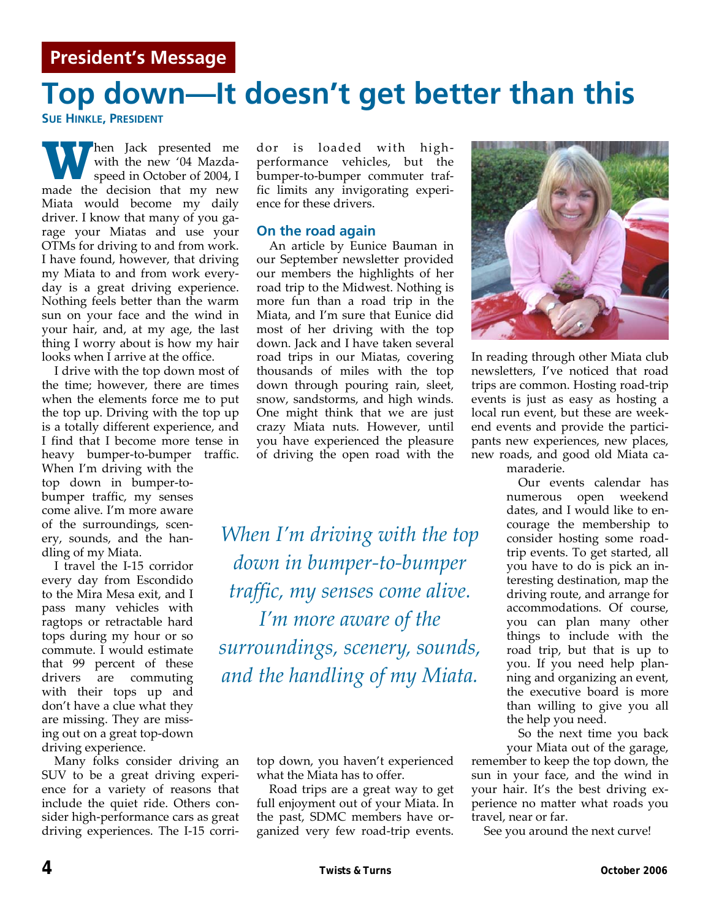**President's Message**

# Top down—It doesn't get better than this

**Sue Hinkle, President**

When Jack presented me with the new '04 Mazdaspeed in October of 2004, I made the decision that my new Miata would become my daily driver. I know that many of you garage your Miatas and use your OTMs for driving to and from work. I have found, however, that driving my Miata to and from work everyday is a great driving experience. Nothing feels better than the warm sun on your face and the wind in your hair, and, at my age, the last thing I worry about is how my hair looks when I arrive at the office.

I drive with the top down most of the time; however, there are times when the elements force me to put the top up. Driving with the top up is a totally different experience, and I find that I become more tense in heavy bumper-to-bumper traffic. When I'm driving with the top down in bumper-to-bumper traffic, my senses come alive. I'm more aware of the surroundings, scenery, sounds, and the handling of my Miata.

I travel the I-15 corridor every day from Escondido to the Mira Mesa exit, and I pass many vehicles with ragtops or retractable hard tops during my hour or so commute. I would estimate that 99 percent of these drivers are commuting with their tops up and don't have a clue what they are missing. They are missing out on a great top-down driving experience.

Many folks consider driving an SUV to be a great driving experience for a variety of reasons that include the quiet ride. Others consider high-performance cars as great driving experiences. The I-15 corridor is loaded with high-performance vehicles, but the bumper-to-bumper commuter traffic limits any invigorating experience for these drivers.

*When I'm driving with the top down in bumper-to-bumper traffic, my senses come alive. I'm more aware of the surroundings, scenery, sounds, and the handling of my Miata.*

## On the road again

An article by Eunice Bauman in our September newsletter provided our members the highlights of her road trip to the Midwest. Nothing is more fun than a road trip in the Miata, and I'm sure that Eunice did most of her driving with the top down. Jack and I have taken several road trips in our Miatas, covering thousands of miles with the top down through pouring rain, sleet, snow, sandstorms, and high winds. One might think that we are just crazy Miata nuts. However, until you have experienced the pleasure of driving the open road with the top down, you haven't experienced what the Miata has to offer.

Road trips are a great way to get full enjoyment out of your Miata. In the past, SDMC members have organized very few road-trip events.

In reading through other Miata club newsletters, I've noticed that road trips are common. Hosting road-trip events is just as easy as hosting a local run event, but these are weekend events and provide the participants new experiences, new places, new roads, and good old Miata camaraderie.

Our events calendar has numerous open weekend dates, and I would like to encourage the membership to consider hosting some road-trip events. To get started, all you have to do is pick an interesting destination, map the driving route, and arrange for accommodations. Of course, you can plan many other things to include with the road trip, but that is up to you. If you need help planning and organizing an event, the executive board is more than willing to give you all the help you need.

So the next time you back your Miata out of the garage, remember to keep the top down, the sun in your face, and the wind in your hair. It's the best driving experience no matter what roads you travel, near or far.

See you around the next curve!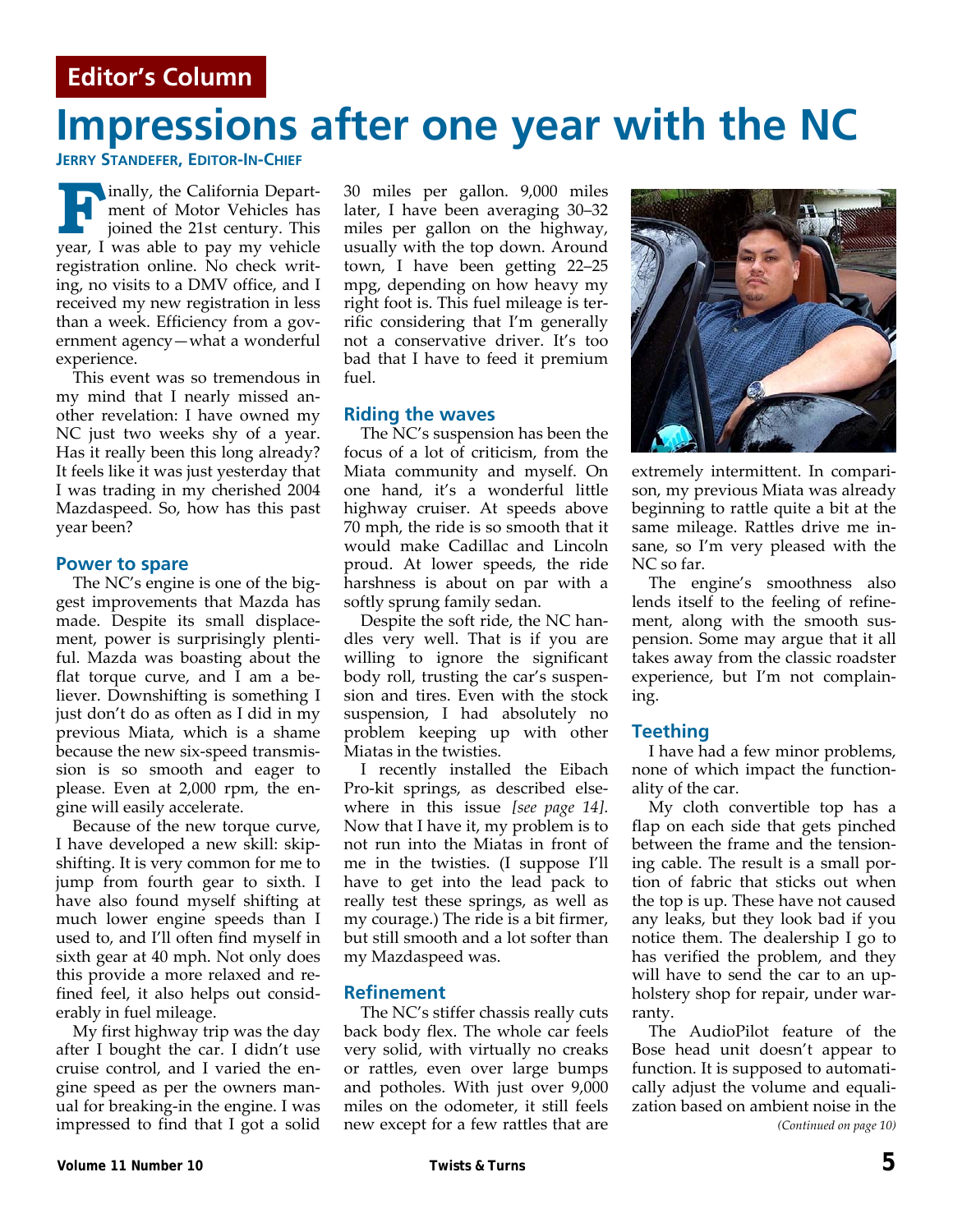**Editor's Column**

# Impressions after one year with the NC

**Jerry Standefer, Editor-In-Chief**

Finally, the California Department of Motor Vehicles has joined the 21st century. This year, I was able to pay my vehicle registration online. No check writing, no visits to a DMV office, and I received my new registration in less than a week. Efficiency from a government agency—what a wonderful experience.

This event was so tremendous in my mind that I nearly missed another revelation: I have owned my NC just two weeks shy of a year. Has it really been this long already? It feels like it was just yesterday that I was trading in my cherished 2004 Mazdaspeed. So, how has this past year been?

## Power to spare

The NC's engine is one of the biggest improvements that Mazda has made. Despite its small displacement, power is surprisingly plentiful. Mazda was boasting about the flat torque curve, and I am a believer. Downshifting is something I just don't do as often as I did in my previous Miata, which is a shame because the new six-speed transmission is so smooth and eager to please. Even at 2,000 rpm, the engine will easily accelerate.

Because of the new torque curve, I have developed a new skill: skip-shifting. It is very common for me to jump from fourth gear to sixth. I have also found myself shifting at much lower engine speeds than I used to, and I'll often find myself in sixth gear at 40 mph. Not only does this provide a more relaxed and refined feel, it also helps out considerably in fuel mileage.

My first highway trip was the day after I bought the car. I didn't use cruise control, and I varied the engine speed as per the owners manual for breaking-in the engine. I was impressed to find that I got a solid 30 miles per gallon. 9,000 miles later, I have been averaging 30–32 miles per gallon on the highway, usually with the top down. Around town, I have been getting 22–25 mpg, depending on how heavy my right foot is. This fuel mileage is terrific considering that I'm generally not a conservative driver. It's too bad that I have to feed it premium fuel.

## Riding the waves

The NC's suspension has been the focus of a lot of criticism, from the Miata community and myself. On one hand, it's a wonderful little highway cruiser. At speeds above 70 mph, the ride is so smooth that it would make Cadillac and Lincoln proud. At lower speeds, the ride harshness is about on par with a softly sprung family sedan.

Despite the soft ride, the NC handles very well. That is if you are willing to ignore the significant body roll, trusting the car's suspension and tires. Even with the stock suspension, I had absolutely no problem keeping up with other Miatas in the twisties.

I recently installed the Eibach Pro-kit springs, as described elsewhere in this issue *[see page 14]*. Now that I have it, my problem is to not run into the Miatas in front of me in the twisties. (I suppose I'll have to get into the lead pack to really test these springs, as well as my courage.) The ride is a bit firmer, but still smooth and a lot softer than my Mazdaspeed was.

## Refinement

The NC's stiffer chassis really cuts back body flex. The whole car feels very solid, with virtually no creaks or rattles, even over large bumps and potholes. With just over 9,000 miles on the odometer, it still feels new except for a few rattles that are extremely intermittent. In comparison, my previous Miata was already beginning to rattle quite a bit at the same mileage. Rattles drive me insane, so I'm very pleased with the NC so far.

The engine's smoothness also lends itself to the feeling of refinement, along with the smooth suspension. Some may argue that it all takes away from the classic roadster experience, but I'm not complaining.

## Teething

I have had a few minor problems, none of which impact the functionality of the car.

My cloth convertible top has a flap on each side that gets pinched between the frame and the tensioning cable. The result is a small portion of fabric that sticks out when the top is up. These have not caused any leaks, but they look bad if you notice them. The dealership I go to has verified the problem, and they will have to send the car to an upholstery shop for repair, under warranty.

The AudioPilot feature of the Bose head unit doesn't appear to function. It is supposed to automatically adjust the volume and equalization based on ambient noise in the

*(Continued on page 10)*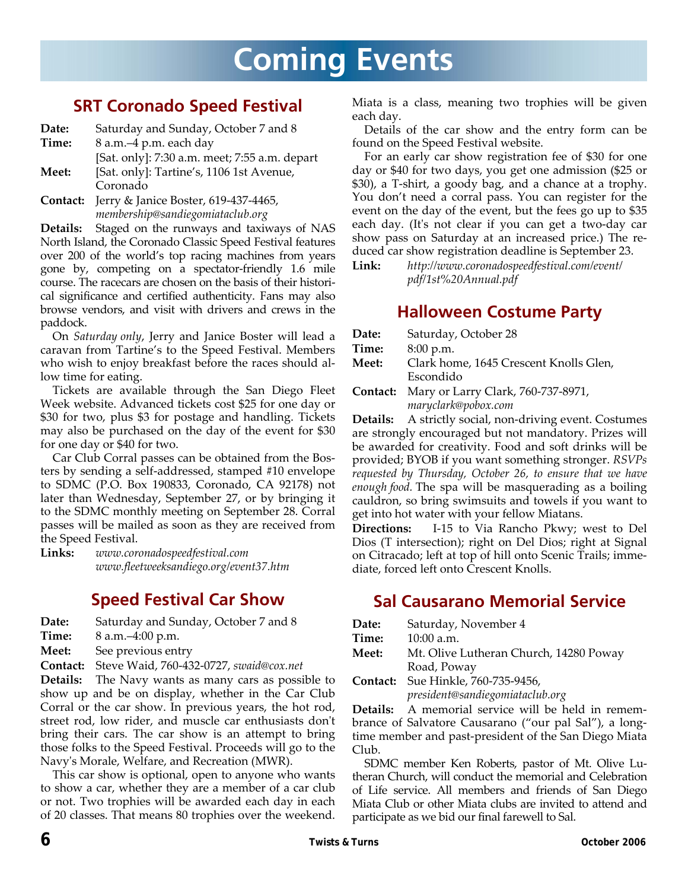# Coming Events

## SRT Coronado Speed Festival

**Date:** Saturday and Sunday, October 7 and 8
**Time:** 8 a.m.–4 p.m. each day
[Sat. only]: 7:30 a.m. meet; 7:55 a.m. depart
**Meet:** [Sat. only]: Tartine's, 1106 1st Avenue, Coronado
**Contact:** Jerry & Janice Boster, 619-437-4465, *membership@sandiegomiataclub.org*

**Details:** Staged on the runways and taxiways of NAS North Island, the Coronado Classic Speed Festival features over 200 of the world's top racing machines from years gone by, competing on a spectator-friendly 1.6 mile course. The racecars are chosen on the basis of their historical significance and certified authenticity. Fans may also browse vendors, and visit with drivers and crews in the paddock.

On *Saturday only*, Jerry and Janice Boster will lead a caravan from Tartine's to the Speed Festival. Members who wish to enjoy breakfast before the races should allow time for eating.

Tickets are available through the San Diego Fleet Week website. Advanced tickets cost $25 for one day or $30 for two, plus $3 for postage and handling. Tickets may also be purchased on the day of the event for $30 for one day or $40 for two.

Car Club Corral passes can be obtained from the Bosters by sending a self-addressed, stamped #10 envelope to SDMC (P.O. Box 190833, Coronado, CA 92178) not later than Wednesday, September 27, or by bringing it to the SDMC monthly meeting on September 28. Corral passes will be mailed as soon as they are received from the Speed Festival.

**Links:** *www.coronadospeedfestival.com*
*www.fleetweeksandiego.org/event37.htm*

## Speed Festival Car Show

**Date:** Saturday and Sunday, October 7 and 8
**Time:** 8 a.m.–4:00 p.m.
**Meet:** See previous entry
**Contact:** Steve Waid, 760-432-0727, *swaid@cox.net*

**Details:** The Navy wants as many cars as possible to show up and be on display, whether in the Car Club Corral or the car show. In previous years, the hot rod, street rod, low rider, and muscle car enthusiasts don't bring their cars. The car show is an attempt to bring those folks to the Speed Festival. Proceeds will go to the Navy's Morale, Welfare, and Recreation (MWR).

This car show is optional, open to anyone who wants to show a car, whether they are a member of a car club or not. Two trophies will be awarded each day in each of 20 classes. That means 80 trophies over the weekend. Miata is a class, meaning two trophies will be given each day.

Details of the car show and the entry form can be found on the Speed Festival website.

For an early car show registration fee of $30 for one day or $40 for two days, you get one admission ($25 or $30), a T-shirt, a goody bag, and a chance at a trophy. You don't need a corral pass. You can register for the event on the day of the event, but the fees go up to $35 each day. (It's not clear if you can get a two-day car show pass on Saturday at an increased price.) The reduced car show registration deadline is September 23.

**Link:** *http://www.coronadospeedfestival.com/event/pdf/1st%20Annual.pdf*

## Halloween Costume Party

**Date:** Saturday, October 28
**Time:** 8:00 p.m.
**Meet:** Clark home, 1645 Crescent Knolls Glen, Escondido
**Contact:** Mary or Larry Clark, 760-737-8971, *maryclark@pobox.com*

**Details:** A strictly social, non-driving event. Costumes are strongly encouraged but not mandatory. Prizes will be awarded for creativity. Food and soft drinks will be provided; BYOB if you want something stronger. *RSVPs requested by Thursday, October 26, to ensure that we have enough food.* The spa will be masquerading as a boiling cauldron, so bring swimsuits and towels if you want to get into hot water with your fellow Miatans.

**Directions:** I-15 to Via Rancho Pkwy; west to Del Dios (T intersection); right on Del Dios; right at Signal on Citracado; left at top of hill onto Scenic Trails; immediate, forced left onto Crescent Knolls.

## Sal Causarano Memorial Service

**Date:** Saturday, November 4
**Time:** 10:00 a.m.
**Meet:** Mt. Olive Lutheran Church, 14280 Poway Road, Poway
**Contact:** Sue Hinkle, 760-735-9456, *president@sandiegomiataclub.org*

**Details:** A memorial service will be held in remembrance of Salvatore Causarano ("our pal Sal"), a long-time member and past-president of the San Diego Miata Club.

SDMC member Ken Roberts, pastor of Mt. Olive Lutheran Church, will conduct the memorial and Celebration of Life service. All members and friends of San Diego Miata Club or other Miata clubs are invited to attend and participate as we bid our final farewell to Sal.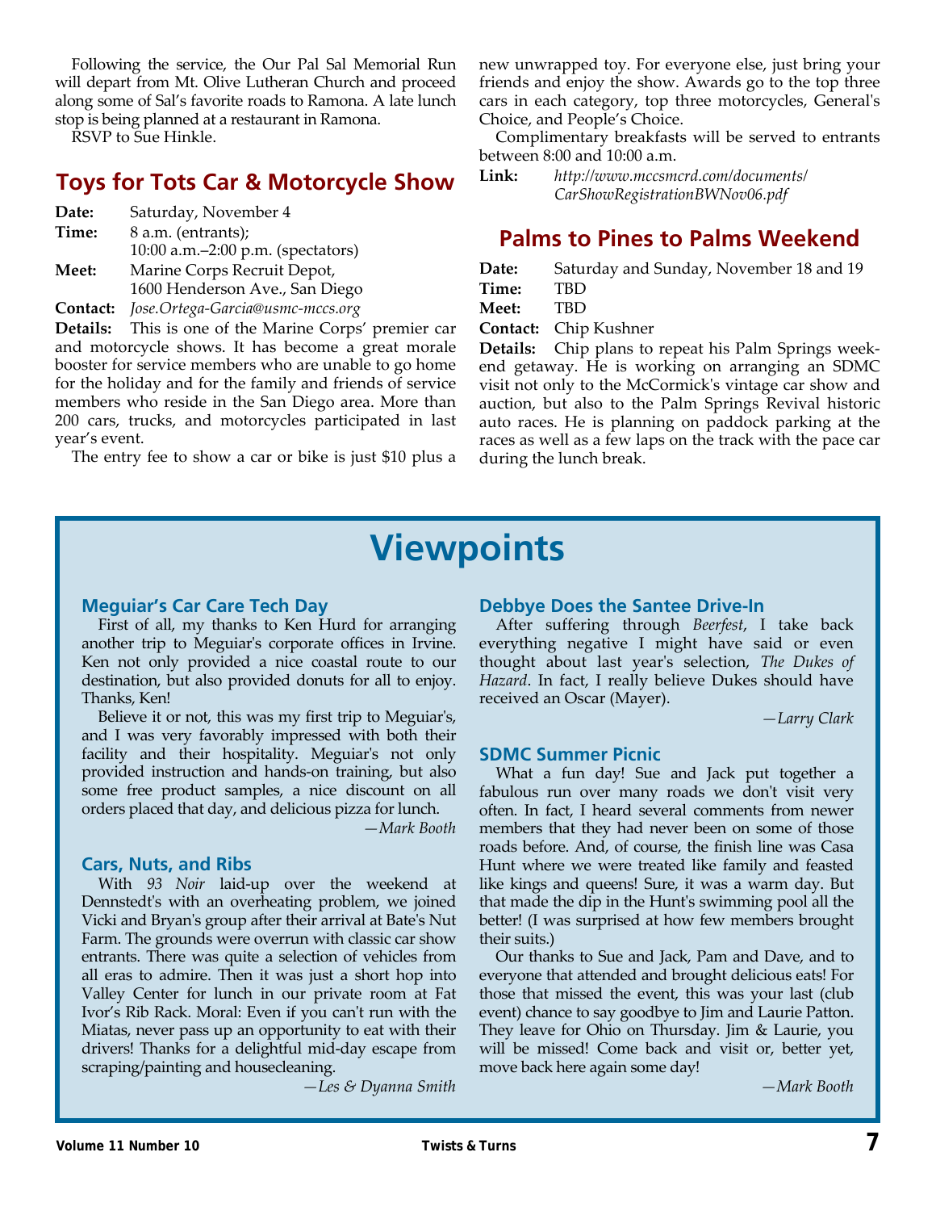Following the service, the Our Pal Sal Memorial Run will depart from Mt. Olive Lutheran Church and proceed along some of Sal's favorite roads to Ramona. A late lunch stop is being planned at a restaurant in Ramona.

RSVP to Sue Hinkle.

## Toys for Tots Car & Motorcycle Show

**Date:** Saturday, November 4
**Time:** 8 a.m. (entrants);
10:00 a.m.–2:00 p.m. (spectators)
**Meet:** Marine Corps Recruit Depot,
1600 Henderson Ave., San Diego
**Contact:** *Jose.Ortega-Garcia@usmc-mccs.org*
**Details:** This is one of the Marine Corps' premier car and motorcycle shows. It has become a great morale booster for service members who are unable to go home for the holiday and for the family and friends of service members who reside in the San Diego area. More than 200 cars, trucks, and motorcycles participated in last year's event.

The entry fee to show a car or bike is just $10 plus a new unwrapped toy. For everyone else, just bring your friends and enjoy the show. Awards go to the top three cars in each category, top three motorcycles, General's Choice, and People's Choice.

Complimentary breakfasts will be served to entrants between 8:00 and 10:00 a.m.

**Link:** *http://www.mccsmcrd.com/documents/CarShowRegistrationBWNov06.pdf*

## Palms to Pines to Palms Weekend

**Date:** Saturday and Sunday, November 18 and 19
**Time:** TBD
**Meet:** TBD
**Contact:** Chip Kushner
**Details:** Chip plans to repeat his Palm Springs weekend getaway. He is working on arranging an SDMC visit not only to the McCormick's vintage car show and auction, but also to the Palm Springs Revival historic auto races. He is planning on paddock parking at the races as well as a few laps on the track with the pace car during the lunch break.

# Viewpoints

### Meguiar's Car Care Tech Day

First of all, my thanks to Ken Hurd for arranging another trip to Meguiar's corporate offices in Irvine. Ken not only provided a nice coastal route to our destination, but also provided donuts for all to enjoy. Thanks, Ken!

Believe it or not, this was my first trip to Meguiar's, and I was very favorably impressed with both their facility and their hospitality. Meguiar's not only provided instruction and hands-on training, but also some free product samples, a nice discount on all orders placed that day, and delicious pizza for lunch.

*—Mark Booth*

### Cars, Nuts, and Ribs

With *93 Noir* laid-up over the weekend at Dennstedt's with an overheating problem, we joined Vicki and Bryan's group after their arrival at Bate's Nut Farm. The grounds were overrun with classic car show entrants. There was quite a selection of vehicles from all eras to admire. Then it was just a short hop into Valley Center for lunch in our private room at Fat Ivor's Rib Rack. Moral: Even if you can't run with the Miatas, never pass up an opportunity to eat with their drivers! Thanks for a delightful mid-day escape from scraping/painting and housecleaning.

*—Les & Dyanna Smith*

### Debbye Does the Santee Drive-In

After suffering through *Beerfest*, I take back everything negative I might have said or even thought about last year's selection, *The Dukes of Hazard*. In fact, I really believe Dukes should have received an Oscar (Mayer).

*—Larry Clark*

### SDMC Summer Picnic

What a fun day! Sue and Jack put together a fabulous run over many roads we don't visit very often. In fact, I heard several comments from newer members that they had never been on some of those roads before. And, of course, the finish line was Casa Hunt where we were treated like family and feasted like kings and queens! Sure, it was a warm day. But that made the dip in the Hunt's swimming pool all the better! (I was surprised at how few members brought their suits.)

Our thanks to Sue and Jack, Pam and Dave, and to everyone that attended and brought delicious eats! For those that missed the event, this was your last (club event) chance to say goodbye to Jim and Laurie Patton. They leave for Ohio on Thursday. Jim & Laurie, you will be missed! Come back and visit or, better yet, move back here again some day!

*—Mark Booth*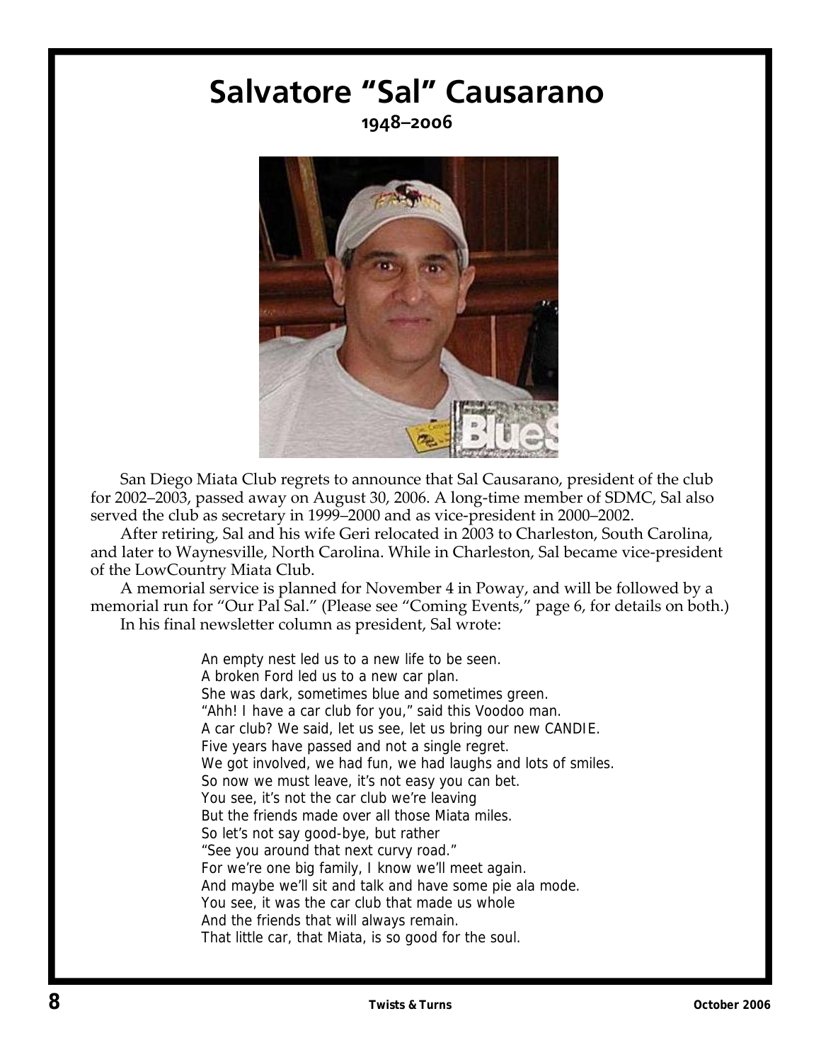# Salvatore "Sal" Causarano

**1948–2006**

San Diego Miata Club regrets to announce that Sal Causarano, president of the club for 2002–2003, passed away on August 30, 2006. A long-time member of SDMC, Sal also served the club as secretary in 1999–2000 and as vice-president in 2000–2002.

After retiring, Sal and his wife Geri relocated in 2003 to Charleston, South Carolina, and later to Waynesville, North Carolina. While in Charleston, Sal became vice-president of the LowCountry Miata Club.

A memorial service is planned for November 4 in Poway, and will be followed by a memorial run for "Our Pal Sal." (Please see "Coming Events," page 6, for details on both.)

In his final newsletter column as president, Sal wrote:

> An empty nest led us to a new life to be seen.
> A broken Ford led us to a new car plan.
> She was dark, sometimes blue and sometimes green.
> "Ahh! I have a car club for you," said this Voodoo man.
> A car club? We said, let us see, let us bring our new CANDIE.
> Five years have passed and not a single regret.
> We got involved, we had fun, we had laughs and lots of smiles.
> So now we must leave, it's not easy you can bet.
> You see, it's not the car club we're leaving
> But the friends made over all those Miata miles.
> So let's not say good-bye, but rather
> "See you around that next curvy road."
> For we're one big family, I know we'll meet again.
> And maybe we'll sit and talk and have some pie ala mode.
> You see, it was the car club that made us whole
> And the friends that will always remain.
> That little car, that Miata, is so good for the soul.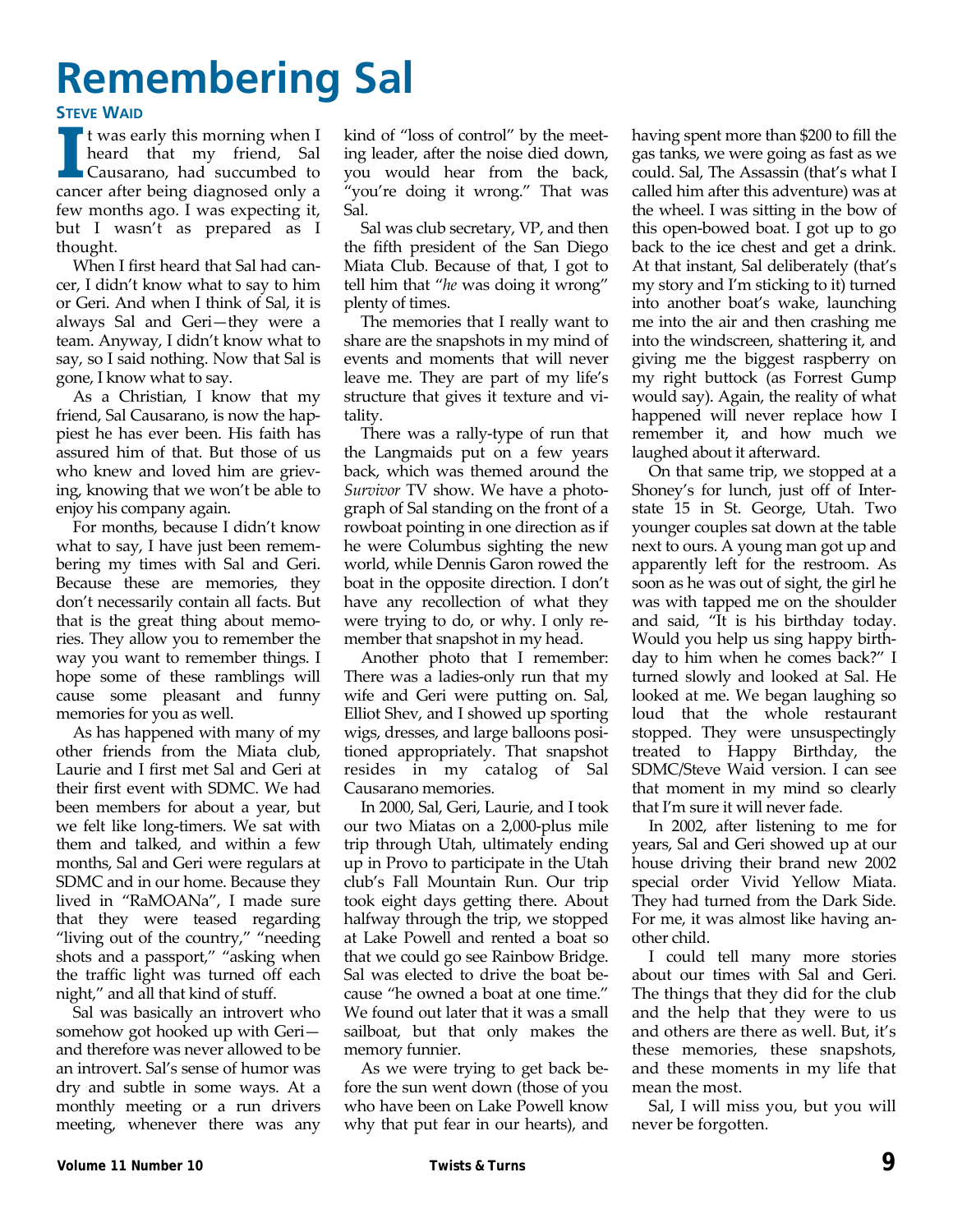# Remembering Sal

**STEVE WAID**

It was early this morning when I heard that my friend, Sal Causarano, had succumbed to cancer after being diagnosed only a few months ago. I was expecting it, but I wasn't as prepared as I thought.

When I first heard that Sal had cancer, I didn't know what to say to him or Geri. And when I think of Sal, it is always Sal and Geri—they were a team. Anyway, I didn't know what to say, so I said nothing. Now that Sal is gone, I know what to say.

As a Christian, I know that my friend, Sal Causarano, is now the happiest he has ever been. His faith has assured him of that. But those of us who knew and loved him are grieving, knowing that we won't be able to enjoy his company again.

For months, because I didn't know what to say, I have just been remembering my times with Sal and Geri. Because these are memories, they don't necessarily contain all facts. But that is the great thing about memories. They allow you to remember the way you want to remember things. I hope some of these ramblings will cause some pleasant and funny memories for you as well.

As has happened with many of my other friends from the Miata club, Laurie and I first met Sal and Geri at their first event with SDMC. We had been members for about a year, but we felt like long-timers. We sat with them and talked, and within a few months, Sal and Geri were regulars at SDMC and in our home. Because they lived in "RaMOANa", I made sure that they were teased regarding "living out of the country," "needing shots and a passport," "asking when the traffic light was turned off each night," and all that kind of stuff.

Sal was basically an introvert who somehow got hooked up with Geri—and therefore was never allowed to be an introvert. Sal's sense of humor was dry and subtle in some ways. At a monthly meeting or a run drivers meeting, whenever there was any kind of "loss of control" by the meeting leader, after the noise died down, you would hear from the back, "you're doing it wrong." That was Sal.

Sal was club secretary, VP, and then the fifth president of the San Diego Miata Club. Because of that, I got to tell him that "*he* was doing it wrong" plenty of times.

The memories that I really want to share are the snapshots in my mind of events and moments that will never leave me. They are part of my life's structure that gives it texture and vitality.

There was a rally-type of run that the Langmaids put on a few years back, which was themed around the *Survivor* TV show. We have a photograph of Sal standing on the front of a rowboat pointing in one direction as if he were Columbus sighting the new world, while Dennis Garon rowed the boat in the opposite direction. I don't have any recollection of what they were trying to do, or why. I only remember that snapshot in my head.

Another photo that I remember: There was a ladies-only run that my wife and Geri were putting on. Sal, Elliot Shev, and I showed up sporting wigs, dresses, and large balloons positioned appropriately. That snapshot resides in my catalog of Sal Causarano memories.

In 2000, Sal, Geri, Laurie, and I took our two Miatas on a 2,000-plus mile trip through Utah, ultimately ending up in Provo to participate in the Utah club's Fall Mountain Run. Our trip took eight days getting there. About halfway through the trip, we stopped at Lake Powell and rented a boat so that we could go see Rainbow Bridge. Sal was elected to drive the boat because "he owned a boat at one time." We found out later that it was a small sailboat, but that only makes the memory funnier.

As we were trying to get back before the sun went down (those of you who have been on Lake Powell know why that put fear in our hearts), and having spent more than $200 to fill the gas tanks, we were going as fast as we could. Sal, The Assassin (that's what I called him after this adventure) was at the wheel. I was sitting in the bow of this open-bowed boat. I got up to go back to the ice chest and get a drink. At that instant, Sal deliberately (that's my story and I'm sticking to it) turned into another boat's wake, launching me into the air and then crashing me into the windscreen, shattering it, and giving me the biggest raspberry on my right buttock (as Forrest Gump would say). Again, the reality of what happened will never replace how I remember it, and how much we laughed about it afterward.

On that same trip, we stopped at a Shoney's for lunch, just off of Interstate 15 in St. George, Utah. Two younger couples sat down at the table next to ours. A young man got up and apparently left for the restroom. As soon as he was out of sight, the girl he was with tapped me on the shoulder and said, "It is his birthday today. Would you help us sing happy birthday to him when he comes back?" I turned slowly and looked at Sal. He looked at me. We began laughing so loud that the whole restaurant stopped. They were unsuspectingly treated to Happy Birthday, the SDMC/Steve Waid version. I can see that moment in my mind so clearly that I'm sure it will never fade.

In 2002, after listening to me for years, Sal and Geri showed up at our house driving their brand new 2002 special order Vivid Yellow Miata. They had turned from the Dark Side. For me, it was almost like having another child.

I could tell many more stories about our times with Sal and Geri. The things that they did for the club and the help that they were to us and others are there as well. But, it's these memories, these snapshots, and these moments in my life that mean the most.

Sal, I will miss you, but you will never be forgotten.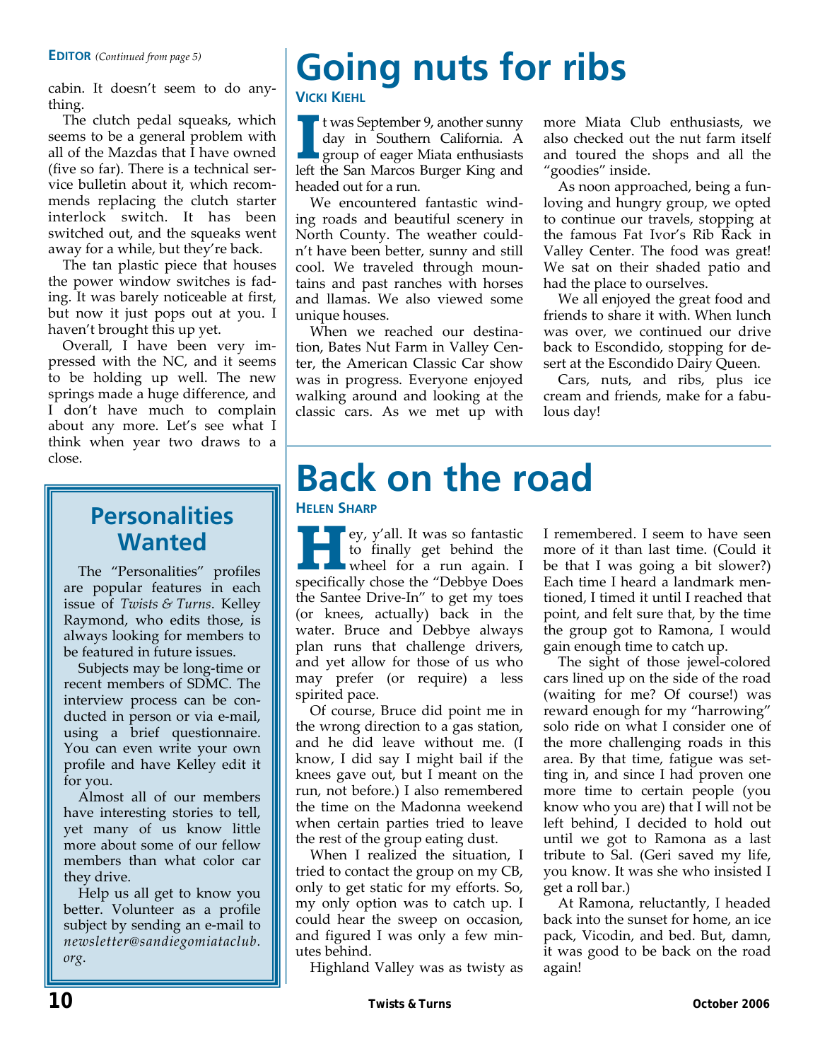**EDITOR** *(Continued from page 5)*

cabin. It doesn't seem to do anything.

The clutch pedal squeaks, which seems to be a general problem with all of the Mazdas that I have owned (five so far). There is a technical service bulletin about it, which recommends replacing the clutch starter interlock switch. It has been switched out, and the squeaks went away for a while, but they're back.

The tan plastic piece that houses the power window switches is fading. It was barely noticeable at first, but now it just pops out at you. I haven't brought this up yet.

Overall, I have been very impressed with the NC, and it seems to be holding up well. The new springs made a huge difference, and I don't have much to complain about any more. Let's see what I think when year two draws to a close.

## Personalities Wanted

The "Personalities" profiles are popular features in each issue of *Twists & Turns*. Kelley Raymond, who edits those, is always looking for members to be featured in future issues.

Subjects may be long-time or recent members of SDMC. The interview process can be conducted in person or via e-mail, using a brief questionnaire. You can even write your own profile and have Kelley edit it for you.

Almost all of our members have interesting stories to tell, yet many of us know little more about some of our fellow members than what color car they drive.

Help us all get to know you better. Volunteer as a profile subject by sending an e-mail to *newsletter@sandiegomiataclub.org*.

# Going nuts for ribs

**VICKI KIEHL**

It was September 9, another sunny day in Southern California. A group of eager Miata enthusiasts left the San Marcos Burger King and headed out for a run.

We encountered fantastic winding roads and beautiful scenery in North County. The weather couldn't have been better, sunny and still cool. We traveled through mountains and past ranches with horses and llamas. We also viewed some unique houses.

When we reached our destination, Bates Nut Farm in Valley Center, the American Classic Car show was in progress. Everyone enjoyed walking around and looking at the classic cars. As we met up with more Miata Club enthusiasts, we also checked out the nut farm itself and toured the shops and all the "goodies" inside.

As noon approached, being a fun-loving and hungry group, we opted to continue our travels, stopping at the famous Fat Ivor's Rib Rack in Valley Center. The food was great! We sat on their shaded patio and had the place to ourselves.

We all enjoyed the great food and friends to share it with. When lunch was over, we continued our drive back to Escondido, stopping for desert at the Escondido Dairy Queen.

Cars, nuts, and ribs, plus ice cream and friends, make for a fabulous day!

# Back on the road

**HELEN SHARP**

Hey, y'all. It was so fantastic to finally get behind the wheel for a run again. I specifically chose the "Debbye Does the Santee Drive-In" to get my toes (or knees, actually) back in the water. Bruce and Debbye always plan runs that challenge drivers, and yet allow for those of us who may prefer (or require) a less spirited pace.

Of course, Bruce did point me in the wrong direction to a gas station, and he did leave without me. (I know, I did say I might bail if the knees gave out, but I meant on the run, not before.) I also remembered the time on the Madonna weekend when certain parties tried to leave the rest of the group eating dust.

When I realized the situation, I tried to contact the group on my CB, only to get static for my efforts. So, my only option was to catch up. I could hear the sweep on occasion, and figured I was only a few minutes behind.

Highland Valley was as twisty as I remembered. I seem to have seen more of it than last time. (Could it be that I was going a bit slower?) Each time I heard a landmark mentioned, I timed it until I reached that point, and felt sure that, by the time the group got to Ramona, I would gain enough time to catch up.

The sight of those jewel-colored cars lined up on the side of the road (waiting for me? Of course!) was reward enough for my "harrowing" solo ride on what I consider one of the more challenging roads in this area. By that time, fatigue was setting in, and since I had proven one more time to certain people (you know who you are) that I will not be left behind, I decided to hold out until we got to Ramona as a last tribute to Sal. (Geri saved my life, you know. It was she who insisted I get a roll bar.)

At Ramona, reluctantly, I headed back into the sunset for home, an ice pack, Vicodin, and bed. But, damn, it was good to be back on the road again!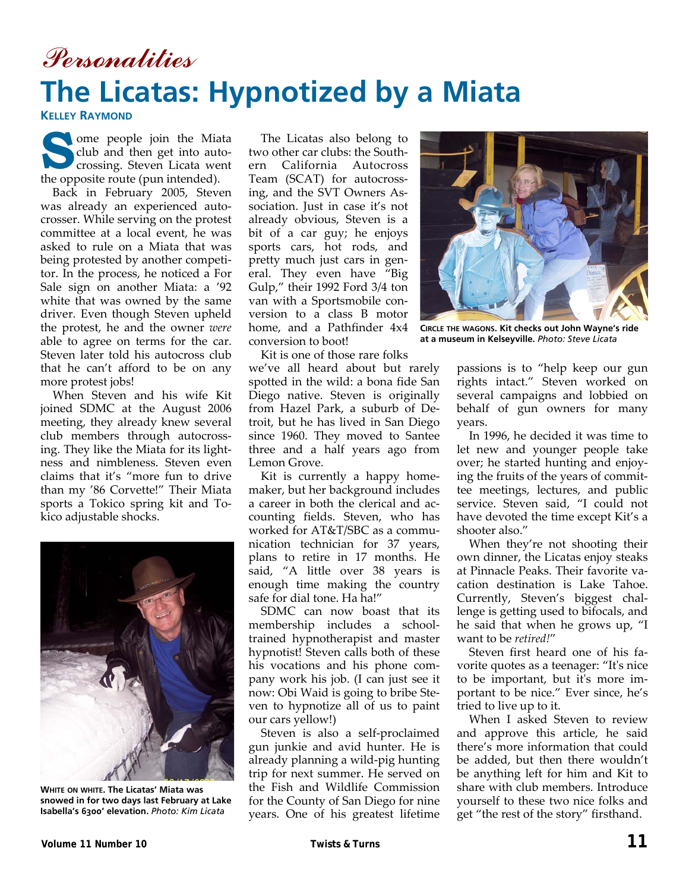*Personalities*

# The Licatas: Hypnotized by a Miata

**Kelley Raymond**

Some people join the Miata club and then get into autocrossing. Steven Licata went the opposite route (pun intended).

Back in February 2005, Steven was already an experienced autocrosser. While serving on the protest committee at a local event, he was asked to rule on a Miata that was being protested by another competitor. In the process, he noticed a For Sale sign on another Miata: a '92 white that was owned by the same driver. Even though Steven upheld the protest, he and the owner *were* able to agree on terms for the car. Steven later told his autocross club that he can't afford to be on any more protest jobs!

When Steven and his wife Kit joined SDMC at the August 2006 meeting, they already knew several club members through autocrossing. They like the Miata for its lightness and nimbleness. Steven even claims that it's "more fun to drive than my '86 Corvette!" Their Miata sports a Tokico spring kit and Tokico adjustable shocks.

**White on white.** **The Licatas' Miata was snowed in for two days last February at Lake Isabella's 6300' elevation.** *Photo: Kim Licata*

The Licatas also belong to two other car clubs: the Southern California Autocross Team (SCAT) for autocrossing, and the SVT Owners Association. Just in case it's not already obvious, Steven is a bit of a car guy; he enjoys sports cars, hot rods, and pretty much just cars in general. They even have "Big Gulp," their 1992 Ford 3/4 ton van with a Sportsmobile conversion to a class B motor home, and a Pathfinder 4x4 conversion to boot!

Kit is one of those rare folks we've all heard about but rarely spotted in the wild: a bona fide San Diego native. Steven is originally from Hazel Park, a suburb of Detroit, but he has lived in San Diego since 1960. They moved to Santee three and a half years ago from Lemon Grove.

Kit is currently a happy homemaker, but her background includes a career in both the clerical and accounting fields. Steven, who has worked for AT&T/SBC as a communication technician for 37 years, plans to retire in 17 months. He said, "A little over 38 years is enough time making the country safe for dial tone. Ha ha!"

SDMC can now boast that its membership includes a school-trained hypnotherapist and master hypnotist! Steven calls both of these his vocations and his phone company work his job. (I can just see it now: Obi Waid is going to bribe Steven to hypnotize all of us to paint our cars yellow!)

Steven is also a self-proclaimed gun junkie and avid hunter. He is already planning a wild-pig hunting trip for next summer. He served on the Fish and Wildlife Commission for the County of San Diego for nine years. One of his greatest lifetime passions is to "help keep our gun rights intact." Steven worked on several campaigns and lobbied on behalf of gun owners for many years.

**Circle the wagons.** **Kit checks out John Wayne's ride at a museum in Kelseyville.** *Photo: Steve Licata*

In 1996, he decided it was time to let new and younger people take over; he started hunting and enjoying the fruits of the years of committee meetings, lectures, and public service. Steven said, "I could not have devoted the time except Kit's a shooter also."

When they're not shooting their own dinner, the Licatas enjoy steaks at Pinnacle Peaks. Their favorite vacation destination is Lake Tahoe. Currently, Steven's biggest challenge is getting used to bifocals, and he said that when he grows up, "I want to be *retired!*"

Steven first heard one of his favorite quotes as a teenager: "It's nice to be important, but it's more important to be nice." Ever since, he's tried to live up to it.

When I asked Steven to review and approve this article, he said there's more information that could be added, but then there wouldn't be anything left for him and Kit to share with club members. Introduce yourself to these two nice folks and get "the rest of the story" firsthand.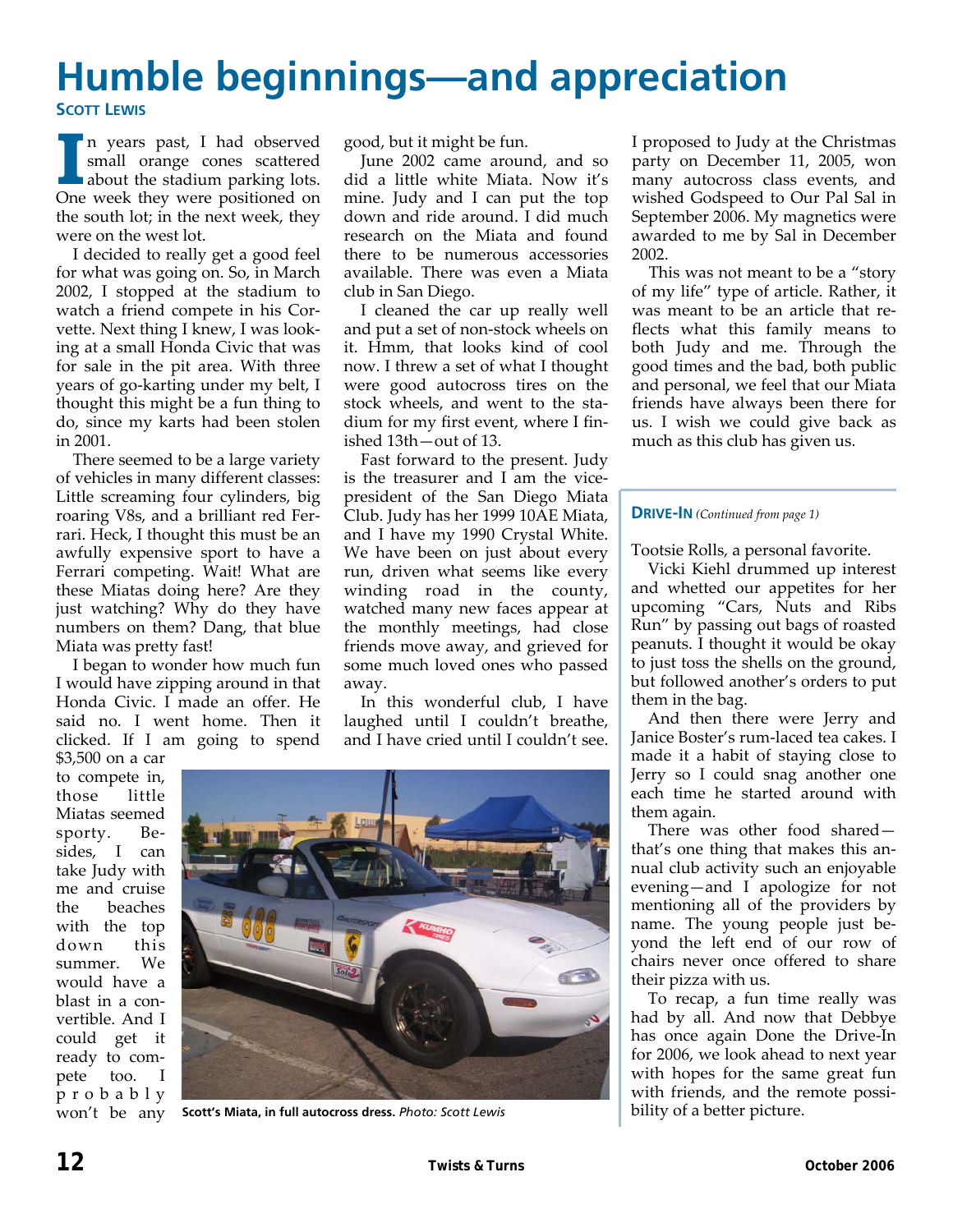# Humble beginnings—and appreciation

**Scott Lewis**

In years past, I had observed small orange cones scattered about the stadium parking lots. One week they were positioned on the south lot; in the next week, they were on the west lot.

I decided to really get a good feel for what was going on. So, in March 2002, I stopped at the stadium to watch a friend compete in his Corvette. Next thing I knew, I was looking at a small Honda Civic that was for sale in the pit area. With three years of go-karting under my belt, I thought this might be a fun thing to do, since my karts had been stolen in 2001.

There seemed to be a large variety of vehicles in many different classes: Little screaming four cylinders, big roaring V8s, and a brilliant red Ferrari. Heck, I thought this must be an awfully expensive sport to have a Ferrari competing. Wait! What are these Miatas doing here? Are they just watching? Why do they have numbers on them? Dang, that blue Miata was pretty fast!

I began to wonder how much fun I would have zipping around in that Honda Civic. I made an offer. He said no. I went home. Then it clicked. If I am going to spend $3,500 on a car to compete in, those little Miatas seemed sporty. Besides, I can take Judy with me and cruise the beaches with the top down this summer. We would have a blast in a convertible. And I could get it ready to compete too. I probably won't be any good, but it might be fun.

June 2002 came around, and so did a little white Miata. Now it's mine. Judy and I can put the top down and ride around. I did much research on the Miata and found there to be numerous accessories available. There was even a Miata club in San Diego.

I cleaned the car up really well and put a set of non-stock wheels on it. Hmm, that looks kind of cool now. I threw a set of what I thought were good autocross tires on the stock wheels, and went to the stadium for my first event, where I finished 13th—out of 13.

Fast forward to the present. Judy is the treasurer and I am the vice-president of the San Diego Miata Club. Judy has her 1999 10AE Miata, and I have my 1990 Crystal White. We have been on just about every run, driven what seems like every winding road in the county, watched many new faces appear at the monthly meetings, had close friends move away, and grieved for some much loved ones who passed away.

In this wonderful club, I have laughed until I couldn't breathe, and I have cried until I couldn't see. I proposed to Judy at the Christmas party on December 11, 2005, won many autocross class events, and wished Godspeed to Our Pal Sal in September 2006. My magnetics were awarded to me by Sal in December 2002.

This was not meant to be a "story of my life" type of article. Rather, it was meant to be an article that reflects what this family means to both Judy and me. Through the good times and the bad, both public and personal, we feel that our Miata friends have always been there for us. I wish we could give back as much as this club has given us.

**Scott's Miata, in full autocross dress.** *Photo: Scott Lewis*

---

**Drive-In** *(Continued from page 1)*

Tootsie Rolls, a personal favorite.

Vicki Kiehl drummed up interest and whetted our appetites for her upcoming "Cars, Nuts and Ribs Run" by passing out bags of roasted peanuts. I thought it would be okay to just toss the shells on the ground, but followed another's orders to put them in the bag.

And then there were Jerry and Janice Boster's rum-laced tea cakes. I made it a habit of staying close to Jerry so I could snag another one each time he started around with them again.

There was other food shared—that's one thing that makes this annual club activity such an enjoyable evening—and I apologize for not mentioning all of the providers by name. The young people just beyond the left end of our row of chairs never once offered to share their pizza with us.

To recap, a fun time really was had by all. And now that Debbye has once again Done the Drive-In for 2006, we look ahead to next year with hopes for the same great fun with friends, and the remote possibility of a better picture.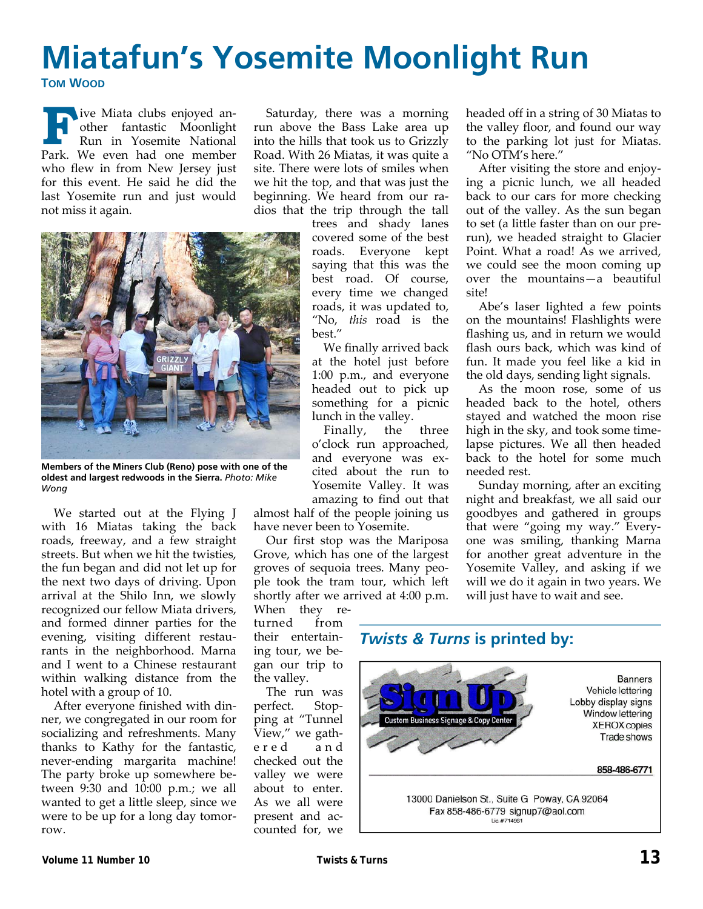# Miatafun's Yosemite Moonlight Run

**Tom Wood**

Five Miata clubs enjoyed another fantastic Moonlight Run in Yosemite National Park. We even had one member who flew in from New Jersey just for this event. He said he did the last Yosemite run and just would not miss it again.

Members of the Miners Club (Reno) pose with one of the oldest and largest redwoods in the Sierra. *Photo: Mike Wong*

We started out at the Flying J with 16 Miatas taking the back roads, freeway, and a few straight streets. But when we hit the twisties, the fun began and did not let up for the next two days of driving. Upon arrival at the Shilo Inn, we slowly recognized our fellow Miata drivers, and formed dinner parties for the evening, visiting different restaurants in the neighborhood. Marna and I went to a Chinese restaurant within walking distance from the hotel with a group of 10.

After everyone finished with dinner, we congregated in our room for socializing and refreshments. Many thanks to Kathy for the fantastic, never-ending margarita machine! The party broke up somewhere between 9:30 and 10:00 p.m.; we all wanted to get a little sleep, since we were to be up for a long day tomorrow.

Saturday, there was a morning run above the Bass Lake area up into the hills that took us to Grizzly Road. With 26 Miatas, it was quite a site. There were lots of smiles when we hit the top, and that was just the beginning. We heard from our radios that the trip through the tall trees and shady lanes covered some of the best roads. Everyone kept saying that this was the best road. Of course, every time we changed roads, it was updated to, "No, *this* road is the best."

We finally arrived back at the hotel just before 1:00 p.m., and everyone headed out to pick up something for a picnic lunch in the valley.

Finally, the three o'clock run approached, and everyone was excited about the run to Yosemite Valley. It was amazing to find out that almost half of the people joining us have never been to Yosemite.

Our first stop was the Mariposa Grove, which has one of the largest groves of sequoia trees. Many people took the tram tour, which left shortly after we arrived at 4:00 p.m. When they returned from their entertaining tour, we began our trip to the valley.

The run was perfect. Stopping at "Tunnel View," we gathered and checked out the valley we were about to enter. As we all were present and accounted for, we headed off in a string of 30 Miatas to the valley floor, and found our way to the parking lot just for Miatas. "No OTM's here."

After visiting the store and enjoying a picnic lunch, we all headed back to our cars for more checking out of the valley. As the sun began to set (a little faster than on our pre-run), we headed straight to Glacier Point. What a road! As we arrived, we could see the moon coming up over the mountains—a beautiful site!

Abe's laser lighted a few points on the mountains! Flashlights were flashing us, and in return we would flash ours back, which was kind of fun. It made you feel like a kid in the old days, sending light signals.

As the moon rose, some of us headed back to the hotel, others stayed and watched the moon rise high in the sky, and took some time-lapse pictures. We all then headed back to the hotel for some much needed rest.

Sunday morning, after an exciting night and breakfast, we all said our goodbyes and gathered in groups that were "going my way." Everyone was smiling, thanking Marna for another great adventure in the Yosemite Valley, and asking if we will we do it again in two years. We will just have to wait and see.

## *Twists & Turns* is printed by:

**Sign Up**
Custom Business Signage & Copy Center

Banners
Vehicle lettering
Lobby display signs
Window lettering
XEROX copies
Trade shows

858-486-6771

13000 Danielson St., Suite G Poway, CA 92064
Fax 858-486-6779 signup7@aol.com
Lic #714961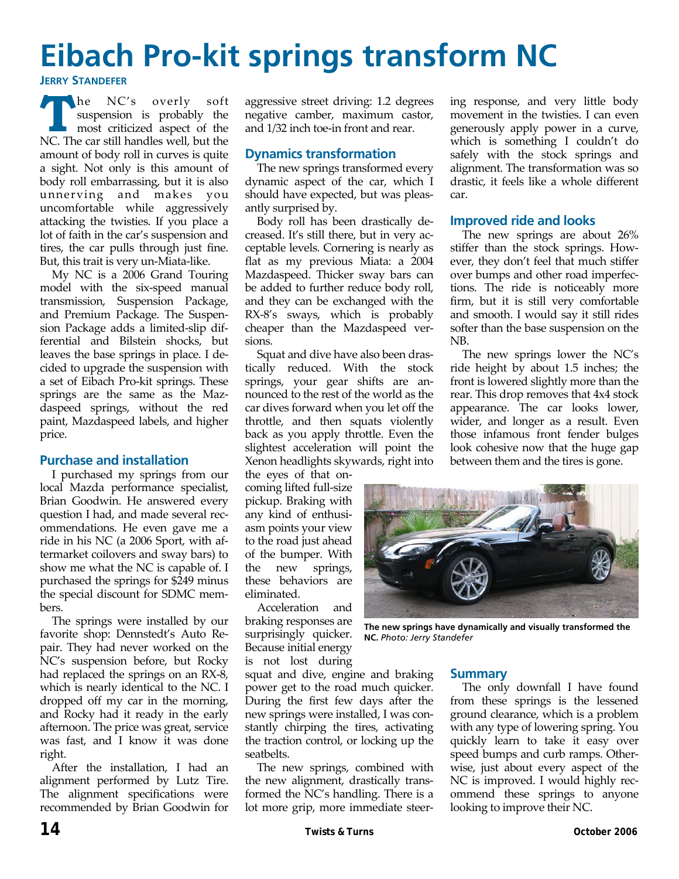# Eibach Pro-kit springs transform NC

**Jerry Standefer**

The NC's overly soft suspension is probably the most criticized aspect of the NC. The car still handles well, but the amount of body roll in curves is quite a sight. Not only is this amount of body roll embarrassing, but it is also unnerving and makes you uncomfortable while aggressively attacking the twisties. If you place a lot of faith in the car's suspension and tires, the car pulls through just fine. But, this trait is very un-Miata-like.

My NC is a 2006 Grand Touring model with the six-speed manual transmission, Suspension Package, and Premium Package. The Suspension Package adds a limited-slip differential and Bilstein shocks, but leaves the base springs in place. I decided to upgrade the suspension with a set of Eibach Pro-kit springs. These springs are the same as the Mazdaspeed springs, without the red paint, Mazdaspeed labels, and higher price.

## Purchase and installation

I purchased my springs from our local Mazda performance specialist, Brian Goodwin. He answered every question I had, and made several recommendations. He even gave me a ride in his NC (a 2006 Sport, with aftermarket coilovers and sway bars) to show me what the NC is capable of. I purchased the springs for $249 minus the special discount for SDMC members.

The springs were installed by our favorite shop: Dennstedt's Auto Repair. They had never worked on the NC's suspension before, but Rocky had replaced the springs on an RX-8, which is nearly identical to the NC. I dropped off my car in the morning, and Rocky had it ready in the early afternoon. The price was great, service was fast, and I know it was done right.

After the installation, I had an alignment performed by Lutz Tire. The alignment specifications were recommended by Brian Goodwin for aggressive street driving: 1.2 degrees negative camber, maximum castor, and 1/32 inch toe-in front and rear.

## Dynamics transformation

The new springs transformed every dynamic aspect of the car, which I should have expected, but was pleasantly surprised by.

Body roll has been drastically decreased. It's still there, but in very acceptable levels. Cornering is nearly as flat as my previous Miata: a 2004 Mazdaspeed. Thicker sway bars can be added to further reduce body roll, and they can be exchanged with the RX-8's sways, which is probably cheaper than the Mazdaspeed versions.

Squat and dive have also been drastically reduced. With the stock springs, your gear shifts are announced to the rest of the world as the car dives forward when you let off the throttle, and then squats violently back as you apply throttle. Even the slightest acceleration will point the Xenon headlights skywards, right into the eyes of that oncoming lifted full-size pickup. Braking with any kind of enthusiasm points your view to the road just ahead of the bumper. With the new springs, these behaviors are eliminated.

Acceleration and braking responses are surprisingly quicker. Because initial energy is not lost during squat and dive, engine and braking power get to the road much quicker. During the first few days after the new springs were installed, I was constantly chirping the tires, activating the traction control, or locking up the seatbelts.

The new springs, combined with the new alignment, drastically transformed the NC's handling. There is a lot more grip, more immediate steering response, and very little body movement in the twisties. I can even generously apply power in a curve, which is something I couldn't do safely with the stock springs and alignment. The transformation was so drastic, it feels like a whole different car.

## Improved ride and looks

The new springs are about 26% stiffer than the stock springs. However, they don't feel that much stiffer over bumps and other road imperfections. The ride is noticeably more firm, but it is still very comfortable and smooth. I would say it still rides softer than the base suspension on the NB.

The new springs lower the NC's ride height by about 1.5 inches; the front is lowered slightly more than the rear. This drop removes that 4x4 stock appearance. The car looks lower, wider, and longer as a result. Even those infamous front fender bulges look cohesive now that the huge gap between them and the tires is gone.

**The new springs have dynamically and visually transformed the NC.** *Photo: Jerry Standefer*

## Summary

The only downfall I have found from these springs is the lessened ground clearance, which is a problem with any type of lowering spring. You quickly learn to take it easy over speed bumps and curb ramps. Otherwise, just about every aspect of the NC is improved. I would highly recommend these springs to anyone looking to improve their NC.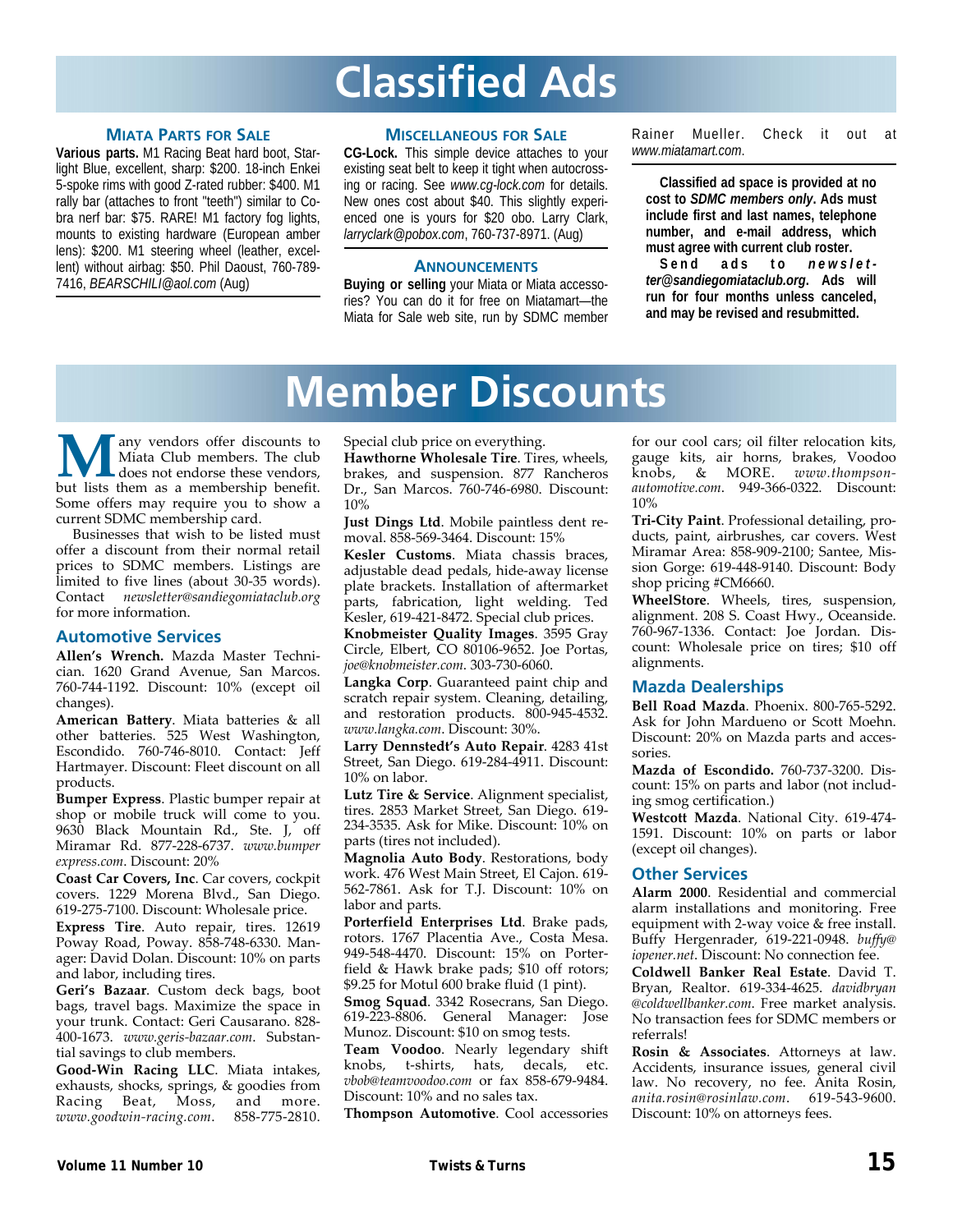# Classified Ads

## Miata Parts for Sale

**Various parts.** M1 Racing Beat hard boot, Starlight Blue, excellent, sharp: $200. 18-inch Enkei 5-spoke rims with good Z-rated rubber: $400. M1 rally bar (attaches to front "teeth") similar to Cobra nerf bar: $75. RARE! M1 factory fog lights, mounts to existing hardware (European amber lens): $200. M1 steering wheel (leather, excellent) without airbag: $50. Phil Daoust, 760-789-7416, *BEARSCHILI@aol.com* (Aug)

## Miscellaneous for Sale

**CG-Lock.** This simple device attaches to your existing seat belt to keep it tight when autocrossing or racing. See *www.cg-lock.com* for details. New ones cost about $40. This slightly experienced one is yours for $20 obo. Larry Clark, *larryclark@pobox.com*, 760-737-8971. (Aug)

## Announcements

**Buying or selling** your Miata or Miata accessories? You can do it for free on Miatamart—the Miata for Sale web site, run by SDMC member Rainer Mueller. Check it out at *www.miatamart.com*.

**Classified ad space is provided at no cost to *SDMC members only*. Ads must include first and last names, telephone number, and e-mail address, which must agree with current club roster.**

**Send ads to *newsletter@sandiegomiataclub.org*. Ads will run for four months unless canceled, and may be revised and resubmitted.**

# Member Discounts

Many vendors offer discounts to Miata Club members. The club does not endorse these vendors, but lists them as a membership benefit. Some offers may require you to show a current SDMC membership card.

Businesses that wish to be listed must offer a discount from their normal retail prices to SDMC members. Listings are limited to five lines (about 30-35 words). Contact *newsletter@sandiegomiataclub.org* for more information.

## Automotive Services

**Allen's Wrench.** Mazda Master Technician. 1620 Grand Avenue, San Marcos. 760-744-1192. Discount: 10% (except oil changes).

**American Battery**. Miata batteries & all other batteries. 525 West Washington, Escondido. 760-746-8010. Contact: Jeff Hartmayer. Discount: Fleet discount on all products.

**Bumper Express**. Plastic bumper repair at shop or mobile truck will come to you. 9630 Black Mountain Rd., Ste. J, off Miramar Rd. 877-228-6737. *www.bumperexpress.com*. Discount: 20%

**Coast Car Covers, Inc**. Car covers, cockpit covers. 1229 Morena Blvd., San Diego. 619-275-7100. Discount: Wholesale price.

**Express Tire**. Auto repair, tires. 12619 Poway Road, Poway. 858-748-6330. Manager: David Dolan. Discount: 10% on parts and labor, including tires.

**Geri's Bazaar**. Custom deck bags, boot bags, travel bags. Maximize the space in your trunk. Contact: Geri Causarano. 828-400-1673. *www.geris-bazaar.com*. Substantial savings to club members.

**Good-Win Racing LLC**. Miata intakes, exhausts, shocks, springs, & goodies from Racing Beat, Moss, and more. *www.goodwin-racing.com*. 858-775-2810. Special club price on everything.

**Hawthorne Wholesale Tire**. Tires, wheels, brakes, and suspension. 877 Rancheros Dr., San Marcos. 760-746-6980. Discount: 10%

**Just Dings Ltd**. Mobile paintless dent removal. 858-569-3464. Discount: 15%

**Kesler Customs**. Miata chassis braces, adjustable dead pedals, hide-away license plate brackets. Installation of aftermarket parts, fabrication, light welding. Ted Kesler, 619-421-8472. Special club prices.

**Knobmeister Quality Images**. 3595 Gray Circle, Elbert, CO 80106-9652. Joe Portas, *joe@knobmeister.com*. 303-730-6060.

**Langka Corp**. Guaranteed paint chip and scratch repair system. Cleaning, detailing, and restoration products. 800-945-4532. *www.langka.com*. Discount: 30%.

**Larry Dennstedt's Auto Repair**. 4283 41st Street, San Diego. 619-284-4911. Discount: 10% on labor.

**Lutz Tire & Service**. Alignment specialist, tires. 2853 Market Street, San Diego. 619-234-3535. Ask for Mike. Discount: 10% on parts (tires not included).

**Magnolia Auto Body**. Restorations, body work. 476 West Main Street, El Cajon. 619-562-7861. Ask for T.J. Discount: 10% on labor and parts.

**Porterfield Enterprises Ltd**. Brake pads, rotors. 1767 Placentia Ave., Costa Mesa. 949-548-4470. Discount: 15% on Porterfield & Hawk brake pads; $10 off rotors; $9.25 for Motul 600 brake fluid (1 pint).

**Smog Squad**. 3342 Rosecrans, San Diego. 619-223-8806. General Manager: Jose Munoz. Discount: $10 on smog tests.

**Team Voodoo**. Nearly legendary shift knobs, t-shirts, hats, decals, etc. *vbob@teamvoodoo.com* or fax 858-679-9484. Discount: 10% and no sales tax.

**Thompson Automotive**. Cool accessories for our cool cars; oil filter relocation kits, gauge kits, air horns, brakes, Voodoo knobs, & MORE. *www.thompson-automotive.com*. 949-366-0322. Discount: 10%

**Tri-City Paint**. Professional detailing, products, paint, airbrushes, car covers. West Miramar Area: 858-909-2100; Santee, Mission Gorge: 619-448-9140. Discount: Body shop pricing #CM6660.

**WheelStore**. Wheels, tires, suspension, alignment. 208 S. Coast Hwy., Oceanside. 760-967-1336. Contact: Joe Jordan. Discount: Wholesale price on tires; $10 off alignments.

## Mazda Dealerships

**Bell Road Mazda**. Phoenix. 800-765-5292. Ask for John Mardueno or Scott Moehn. Discount: 20% on Mazda parts and accessories.

**Mazda of Escondido.** 760-737-3200. Discount: 15% on parts and labor (not including smog certification.)

**Westcott Mazda**. National City. 619-474-1591. Discount: 10% on parts or labor (except oil changes).

## Other Services

**Alarm 2000**. Residential and commercial alarm installations and monitoring. Free equipment with 2-way voice & free install. Buffy Hergenrader, 619-221-0948. *buffy@iopener.net*. Discount: No connection fee.

**Coldwell Banker Real Estate**. David T. Bryan, Realtor. 619-334-4625. *davidbryan@coldwellbanker.com*. Free market analysis. No transaction fees for SDMC members or referrals!

**Rosin & Associates**. Attorneys at law. Accidents, insurance issues, general civil law. No recovery, no fee. Anita Rosin, *anita.rosin@rosinlaw.com*. 619-543-9600. Discount: 10% on attorneys fees.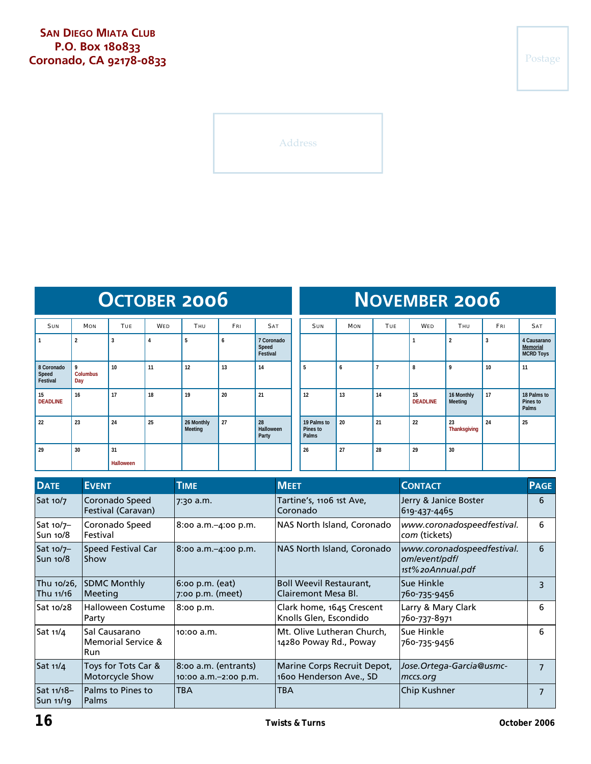San Diego Miata Club
P.O. Box 180833
Coronado, CA 92178-0833

Postage

Address

## October 2006

| Sun | Mon | Tue | Wed | Thu | Fri | Sat |
|---|---|---|---|---|---|---|
| 1 | 2 | 3 | 4 | 5 | 6 | 7 Coronado Speed Festival |
| 8 Coronado Speed Festival | 9 Columbus Day | 10 | 11 | 12 | 13 | 14 |
| 15 DEADLINE | 16 | 17 | 18 | 19 | 20 | 21 |
| 22 | 23 | 24 | 25 | 26 Monthly Meeting | 27 | 28 Halloween Party |
| 29 | 30 | 31 Halloween | | | | |

## November 2006

| Sun | Mon | Tue | Wed | Thu | Fri | Sat |
|---|---|---|---|---|---|---|
| | | | 1 | 2 | 3 | 4 Causarano Memorial MCRD Toys |
| 5 | 6 | 7 | 8 | 9 | 10 | 11 |
| 12 | 13 | 14 | 15 DEADLINE | 16 Monthly Meeting | 17 | 18 Palms to Pines to Palms |
| 19 Palms to Pines to Palms | 20 | 21 | 22 | 23 Thanksgiving | 24 | 25 |
| 26 | 27 | 28 | 29 | 30 | | |

| Date | Event | Time | Meet | Contact | Page |
|---|---|---|---|---|---|
| Sat 10/7 | Coronado Speed Festival (Caravan) | 7:30 a.m. | Tartine's, 1106 1st Ave, Coronado | Jerry & Janice Boster 619-437-4465 | 6 |
| Sat 10/7–Sun 10/8 | Coronado Speed Festival | 8:00 a.m.–4:00 p.m. | NAS North Island, Coronado | *www.coronadospeedfestival.com* (tickets) | 6 |
| Sat 10/7–Sun 10/8 | Speed Festival Car Show | 8:00 a.m.–4:00 p.m. | NAS North Island, Coronado | *www.coronadospeedfestival.om/event/pdf/1st%20Annual.pdf* | 6 |
| Thu 10/26, Thu 11/16 | SDMC Monthly Meeting | 6:00 p.m. (eat) 7:00 p.m. (meet) | Boll Weevil Restaurant, Clairemont Mesa Bl. | Sue Hinkle 760-735-9456 | 3 |
| Sat 10/28 | Halloween Costume Party | 8:00 p.m. | Clark home, 1645 Crescent Knolls Glen, Escondido | Larry & Mary Clark 760-737-8971 | 6 |
| Sat 11/4 | Sal Causarano Memorial Service & Run | 10:00 a.m. | Mt. Olive Lutheran Church, 14280 Poway Rd., Poway | Sue Hinkle 760-735-9456 | 6 |
| Sat 11/4 | Toys for Tots Car & Motorcycle Show | 8:00 a.m. (entrants) 10:00 a.m.–2:00 p.m. | Marine Corps Recruit Depot, 1600 Henderson Ave., SD | *Jose.Ortega-Garcia@usmc-mccs.org* | 7 |
| Sat 11/18–Sun 11/19 | Palms to Pines to Palms | TBA | TBA | Chip Kushner | 7 |